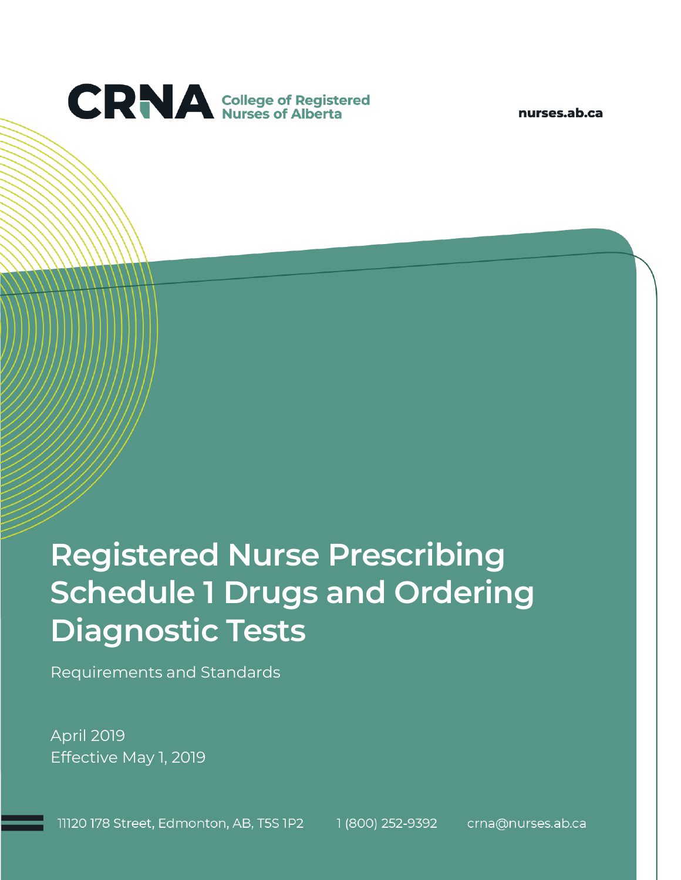CRNA College of Registered Nurses of Alberta

nurses.ab.ca

# Registered Nurse Prescribing Schedule 1 Drugs and Ordering Diagnostic Tests

Requirements and Standards

April 2019
Effective May 1, 2019

11120 178 Street, Edmonton, AB, T5S 1P2    1 (800) 252-9392    crna@nurses.ab.ca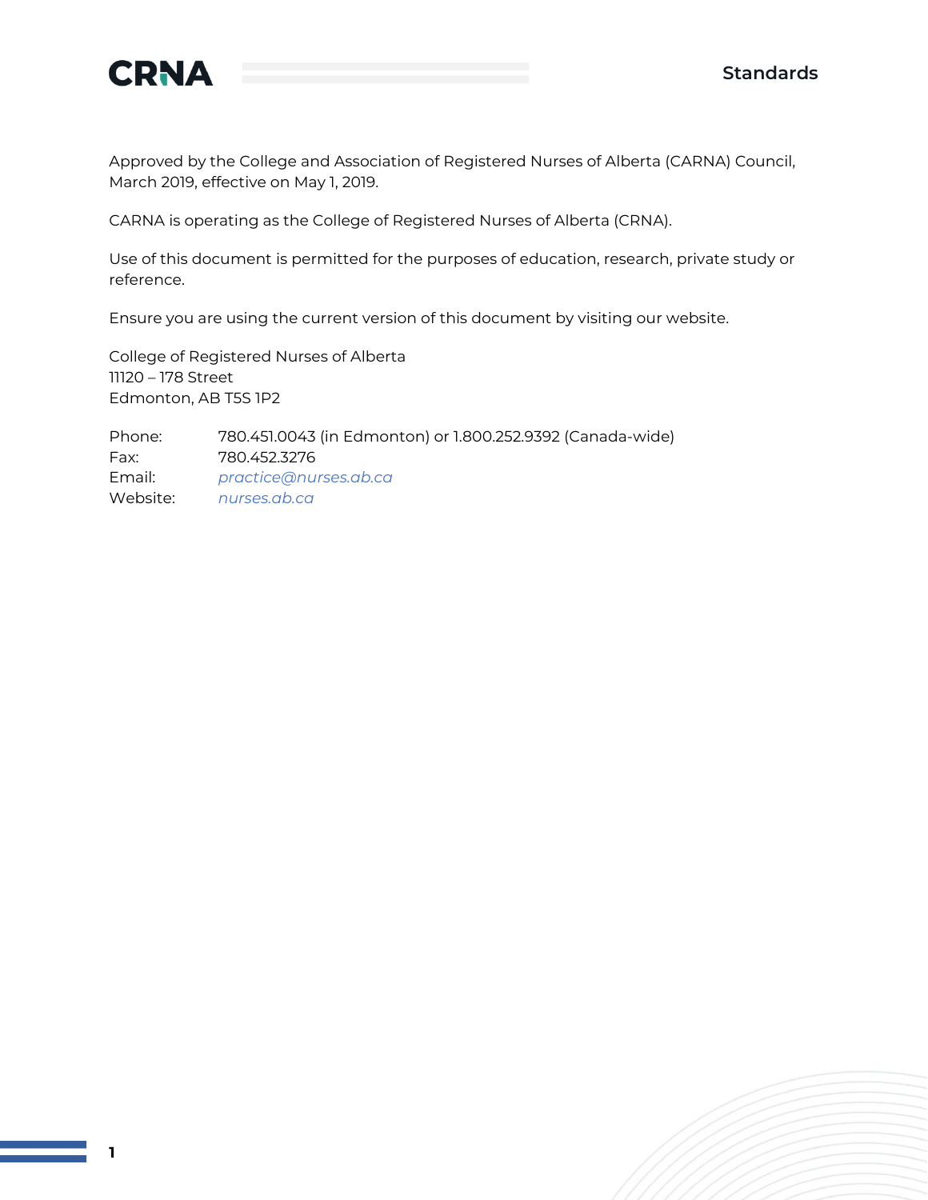Approved by the College and Association of Registered Nurses of Alberta (CARNA) Council, March 2019, effective on May 1, 2019.

CARNA is operating as the College of Registered Nurses of Alberta (CRNA).

Use of this document is permitted for the purposes of education, research, private study or reference.

Ensure you are using the current version of this document by visiting our website.

College of Registered Nurses of Alberta
11120 – 178 Street
Edmonton, AB T5S 1P2

Phone: 780.451.0043 (in Edmonton) or 1.800.252.9392 (Canada-wide)
Fax: 780.452.3276
Email: *practice@nurses.ab.ca*
Website: *nurses.ab.ca*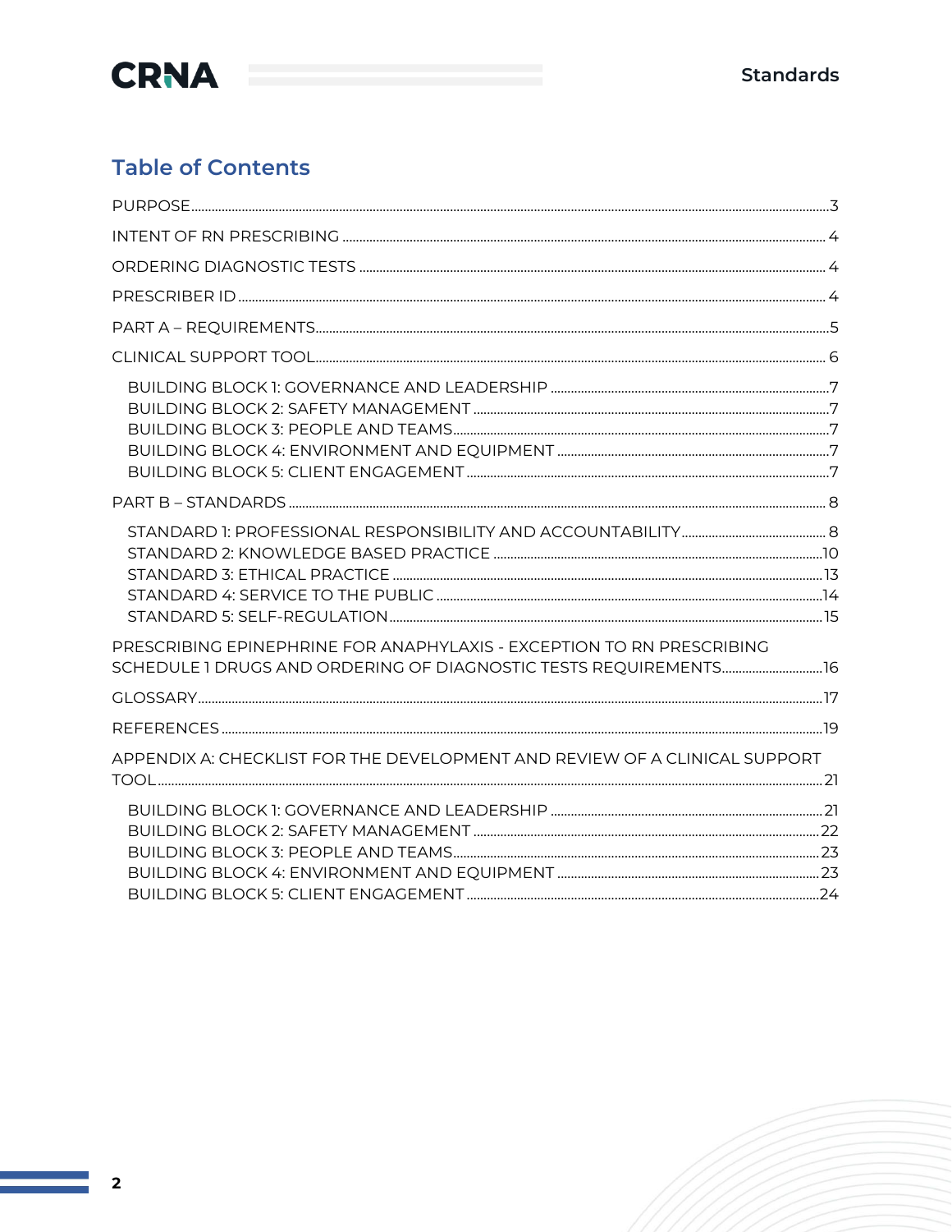## Table of Contents

PURPOSE ... 3

INTENT OF RN PRESCRIBING ... 4

ORDERING DIAGNOSTIC TESTS ... 4

PRESCRIBER ID ... 4

PART A – REQUIREMENTS ... 5

CLINICAL SUPPORT TOOL ... 6

- BUILDING BLOCK 1: GOVERNANCE AND LEADERSHIP ... 7
- BUILDING BLOCK 2: SAFETY MANAGEMENT ... 7
- BUILDING BLOCK 3: PEOPLE AND TEAMS ... 7
- BUILDING BLOCK 4: ENVIRONMENT AND EQUIPMENT ... 7
- BUILDING BLOCK 5: CLIENT ENGAGEMENT ... 7

PART B – STANDARDS ... 8

- STANDARD 1: PROFESSIONAL RESPONSIBILITY AND ACCOUNTABILITY ... 8
- STANDARD 2: KNOWLEDGE BASED PRACTICE ... 10
- STANDARD 3: ETHICAL PRACTICE ... 13
- STANDARD 4: SERVICE TO THE PUBLIC ... 14
- STANDARD 5: SELF-REGULATION ... 15

PRESCRIBING EPINEPHRINE FOR ANAPHYLAXIS - EXCEPTION TO RN PRESCRIBING SCHEDULE 1 DRUGS AND ORDERING OF DIAGNOSTIC TESTS REQUIREMENTS ... 16

GLOSSARY ... 17

REFERENCES ... 19

APPENDIX A: CHECKLIST FOR THE DEVELOPMENT AND REVIEW OF A CLINICAL SUPPORT TOOL ... 21

- BUILDING BLOCK 1: GOVERNANCE AND LEADERSHIP ... 21
- BUILDING BLOCK 2: SAFETY MANAGEMENT ... 22
- BUILDING BLOCK 3: PEOPLE AND TEAMS ... 23
- BUILDING BLOCK 4: ENVIRONMENT AND EQUIPMENT ... 23
- BUILDING BLOCK 5: CLIENT ENGAGEMENT ... 24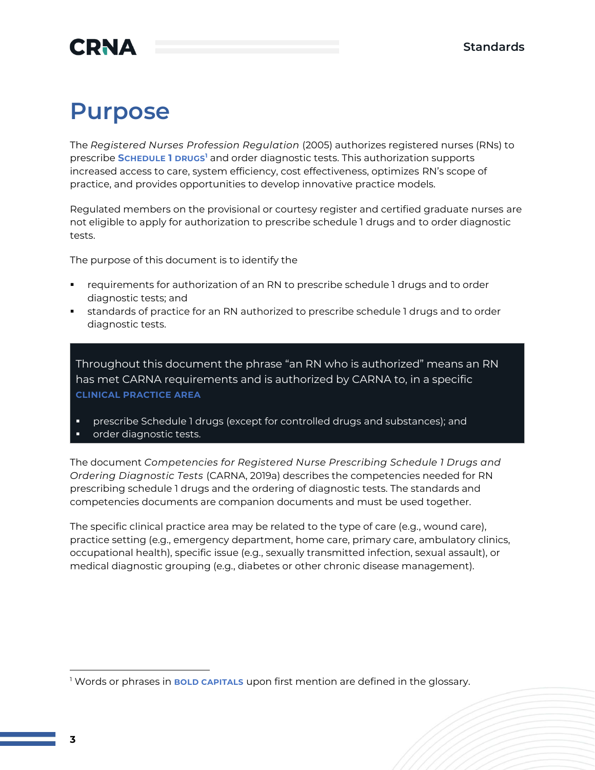# Purpose

The *Registered Nurses Profession Regulation* (2005) authorizes registered nurses (RNs) to prescribe **SCHEDULE 1 DRUGS**[1] and order diagnostic tests. This authorization supports increased access to care, system efficiency, cost effectiveness, optimizes RN's scope of practice, and provides opportunities to develop innovative practice models.

Regulated members on the provisional or courtesy register and certified graduate nurses are not eligible to apply for authorization to prescribe schedule 1 drugs and to order diagnostic tests.

The purpose of this document is to identify the

- requirements for authorization of an RN to prescribe schedule 1 drugs and to order diagnostic tests; and
- standards of practice for an RN authorized to prescribe schedule 1 drugs and to order diagnostic tests.

> Throughout this document the phrase "an RN who is authorized" means an RN has met CARNA requirements and is authorized by CARNA to, in a specific **CLINICAL PRACTICE AREA**
>
> - prescribe Schedule 1 drugs (except for controlled drugs and substances); and
> - order diagnostic tests.

The document *Competencies for Registered Nurse Prescribing Schedule 1 Drugs and Ordering Diagnostic Tests* (CARNA, 2019a) describes the competencies needed for RN prescribing schedule 1 drugs and the ordering of diagnostic tests. The standards and competencies documents are companion documents and must be used together.

The specific clinical practice area may be related to the type of care (e.g., wound care), practice setting (e.g., emergency department, home care, primary care, ambulatory clinics, occupational health), specific issue (e.g., sexually transmitted infection, sexual assault), or medical diagnostic grouping (e.g., diabetes or other chronic disease management).

---

[1] Words or phrases in **BOLD CAPITALS** upon first mention are defined in the glossary.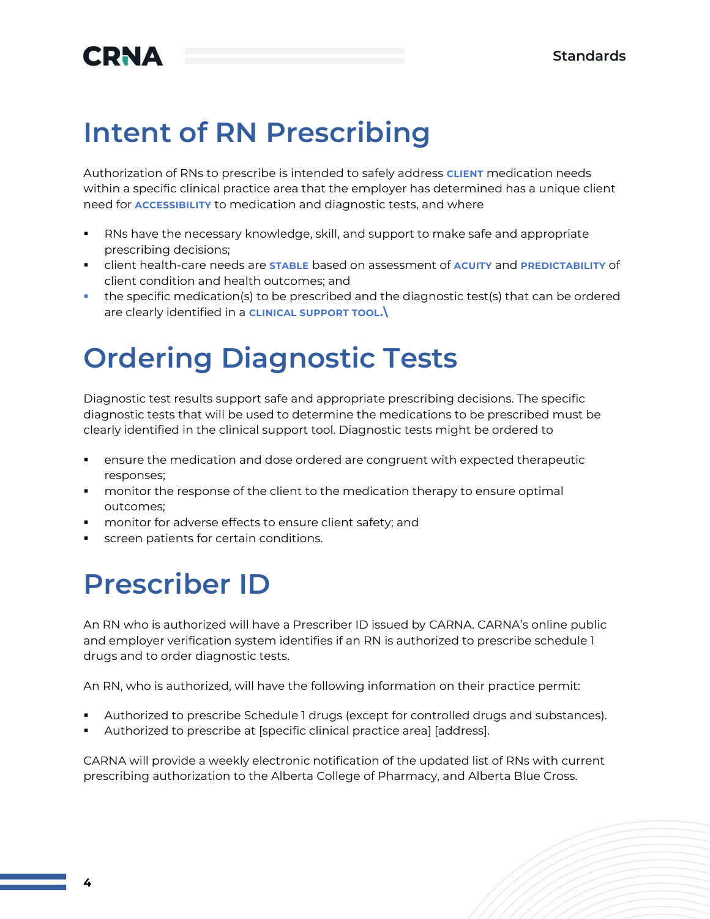## Intent of RN Prescribing

Authorization of RNs to prescribe is intended to safely address **CLIENT** medication needs within a specific clinical practice area that the employer has determined has a unique client need for **ACCESSIBILITY** to medication and diagnostic tests, and where

- RNs have the necessary knowledge, skill, and support to make safe and appropriate prescribing decisions;
- client health-care needs are **STABLE** based on assessment of **ACUITY** and **PREDICTABILITY** of client condition and health outcomes; and
- the specific medication(s) to be prescribed and the diagnostic test(s) that can be ordered are clearly identified in a **CLINICAL SUPPORT TOOL.**\

## Ordering Diagnostic Tests

Diagnostic test results support safe and appropriate prescribing decisions. The specific diagnostic tests that will be used to determine the medications to be prescribed must be clearly identified in the clinical support tool. Diagnostic tests might be ordered to

- ensure the medication and dose ordered are congruent with expected therapeutic responses;
- monitor the response of the client to the medication therapy to ensure optimal outcomes;
- monitor for adverse effects to ensure client safety; and
- screen patients for certain conditions.

## Prescriber ID

An RN who is authorized will have a Prescriber ID issued by CARNA. CARNA's online public and employer verification system identifies if an RN is authorized to prescribe schedule 1 drugs and to order diagnostic tests.

An RN, who is authorized, will have the following information on their practice permit:

- Authorized to prescribe Schedule 1 drugs (except for controlled drugs and substances).
- Authorized to prescribe at [specific clinical practice area] [address].

CARNA will provide a weekly electronic notification of the updated list of RNs with current prescribing authorization to the Alberta College of Pharmacy, and Alberta Blue Cross.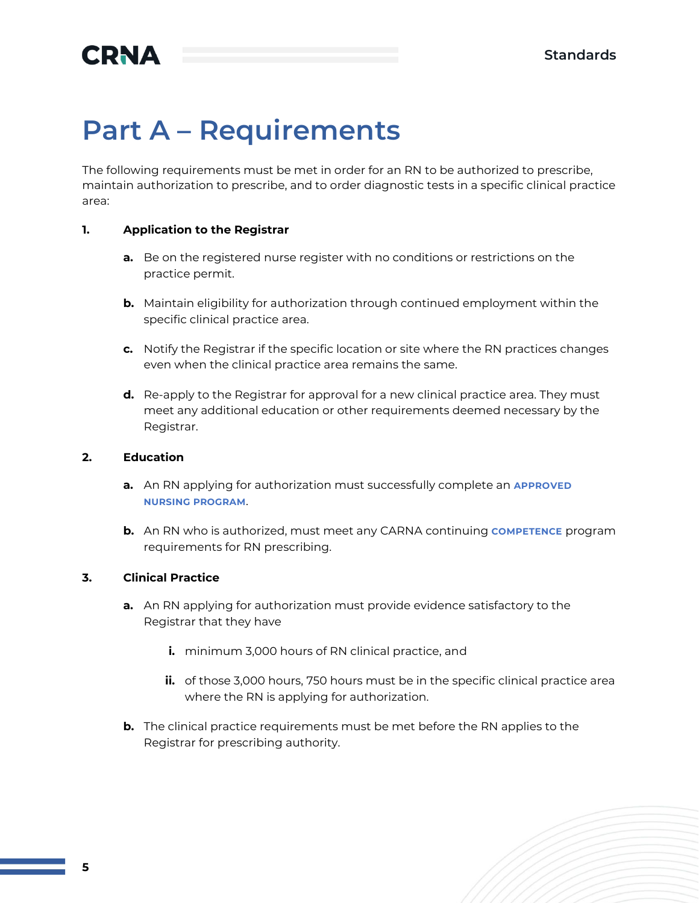# Part A – Requirements

The following requirements must be met in order for an RN to be authorized to prescribe, maintain authorization to prescribe, and to order diagnostic tests in a specific clinical practice area:

1. **Application to the Registrar**

   a. Be on the registered nurse register with no conditions or restrictions on the practice permit.

   b. Maintain eligibility for authorization through continued employment within the specific clinical practice area.

   c. Notify the Registrar if the specific location or site where the RN practices changes even when the clinical practice area remains the same.

   d. Re-apply to the Registrar for approval for a new clinical practice area. They must meet any additional education or other requirements deemed necessary by the Registrar.

2. **Education**

   a. An RN applying for authorization must successfully complete an **APPROVED NURSING PROGRAM**.

   b. An RN who is authorized, must meet any CARNA continuing **COMPETENCE** program requirements for RN prescribing.

3. **Clinical Practice**

   a. An RN applying for authorization must provide evidence satisfactory to the Registrar that they have

      i. minimum 3,000 hours of RN clinical practice, and

      ii. of those 3,000 hours, 750 hours must be in the specific clinical practice area where the RN is applying for authorization.

   b. The clinical practice requirements must be met before the RN applies to the Registrar for prescribing authority.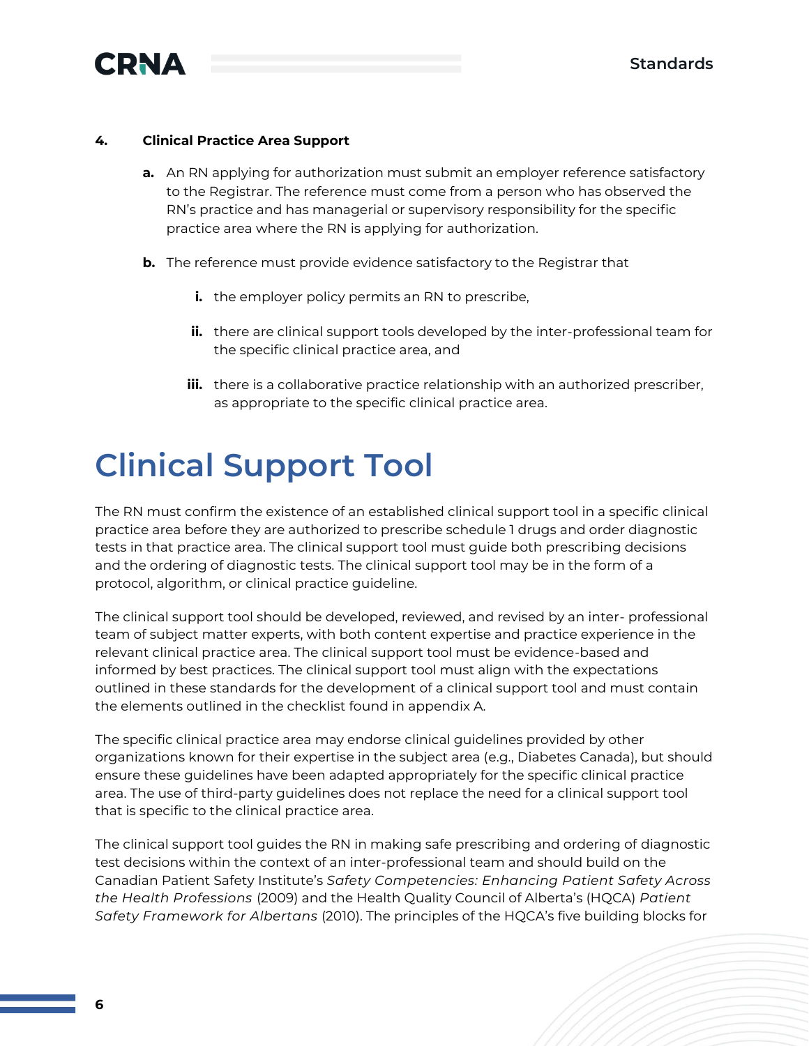**4. Clinical Practice Area Support**

**a.** An RN applying for authorization must submit an employer reference satisfactory to the Registrar. The reference must come from a person who has observed the RN's practice and has managerial or supervisory responsibility for the specific practice area where the RN is applying for authorization.

**b.** The reference must provide evidence satisfactory to the Registrar that

**i.** the employer policy permits an RN to prescribe,

**ii.** there are clinical support tools developed by the inter-professional team for the specific clinical practice area, and

**iii.** there is a collaborative practice relationship with an authorized prescriber, as appropriate to the specific clinical practice area.

# Clinical Support Tool

The RN must confirm the existence of an established clinical support tool in a specific clinical practice area before they are authorized to prescribe schedule 1 drugs and order diagnostic tests in that practice area. The clinical support tool must guide both prescribing decisions and the ordering of diagnostic tests. The clinical support tool may be in the form of a protocol, algorithm, or clinical practice guideline.

The clinical support tool should be developed, reviewed, and revised by an inter- professional team of subject matter experts, with both content expertise and practice experience in the relevant clinical practice area. The clinical support tool must be evidence-based and informed by best practices. The clinical support tool must align with the expectations outlined in these standards for the development of a clinical support tool and must contain the elements outlined in the checklist found in appendix A.

The specific clinical practice area may endorse clinical guidelines provided by other organizations known for their expertise in the subject area (e.g., Diabetes Canada), but should ensure these guidelines have been adapted appropriately for the specific clinical practice area. The use of third-party guidelines does not replace the need for a clinical support tool that is specific to the clinical practice area.

The clinical support tool guides the RN in making safe prescribing and ordering of diagnostic test decisions within the context of an inter-professional team and should build on the Canadian Patient Safety Institute's *Safety Competencies: Enhancing Patient Safety Across the Health Professions* (2009) and the Health Quality Council of Alberta's (HQCA) *Patient Safety Framework for Albertans* (2010). The principles of the HQCA's five building blocks for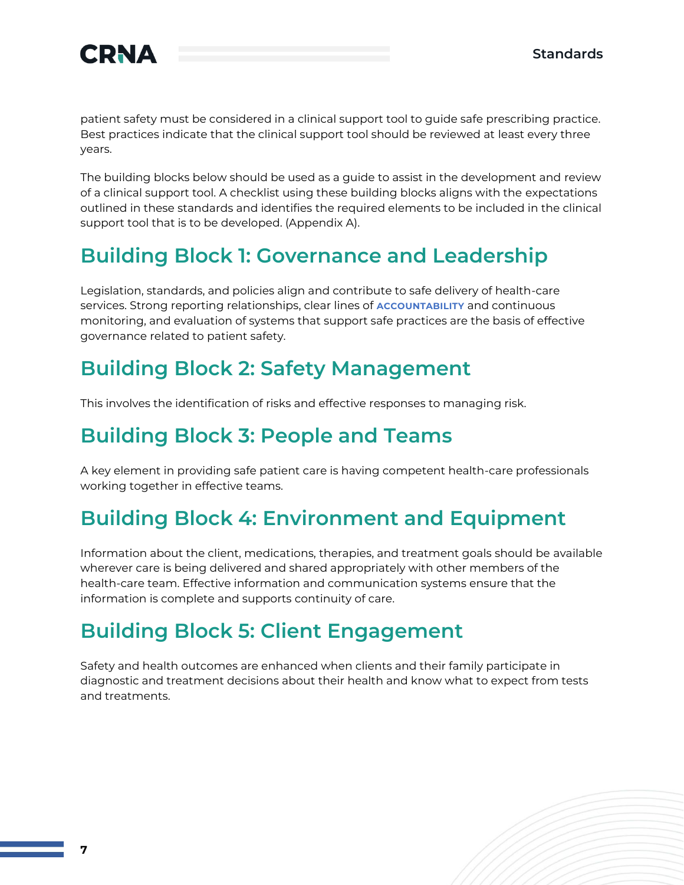patient safety must be considered in a clinical support tool to guide safe prescribing practice. Best practices indicate that the clinical support tool should be reviewed at least every three years.

The building blocks below should be used as a guide to assist in the development and review of a clinical support tool. A checklist using these building blocks aligns with the expectations outlined in these standards and identifies the required elements to be included in the clinical support tool that is to be developed. (Appendix A).

## Building Block 1: Governance and Leadership

Legislation, standards, and policies align and contribute to safe delivery of health-care services. Strong reporting relationships, clear lines of **ACCOUNTABILITY** and continuous monitoring, and evaluation of systems that support safe practices are the basis of effective governance related to patient safety.

## Building Block 2: Safety Management

This involves the identification of risks and effective responses to managing risk.

## Building Block 3: People and Teams

A key element in providing safe patient care is having competent health-care professionals working together in effective teams.

## Building Block 4: Environment and Equipment

Information about the client, medications, therapies, and treatment goals should be available wherever care is being delivered and shared appropriately with other members of the health-care team. Effective information and communication systems ensure that the information is complete and supports continuity of care.

## Building Block 5: Client Engagement

Safety and health outcomes are enhanced when clients and their family participate in diagnostic and treatment decisions about their health and know what to expect from tests and treatments.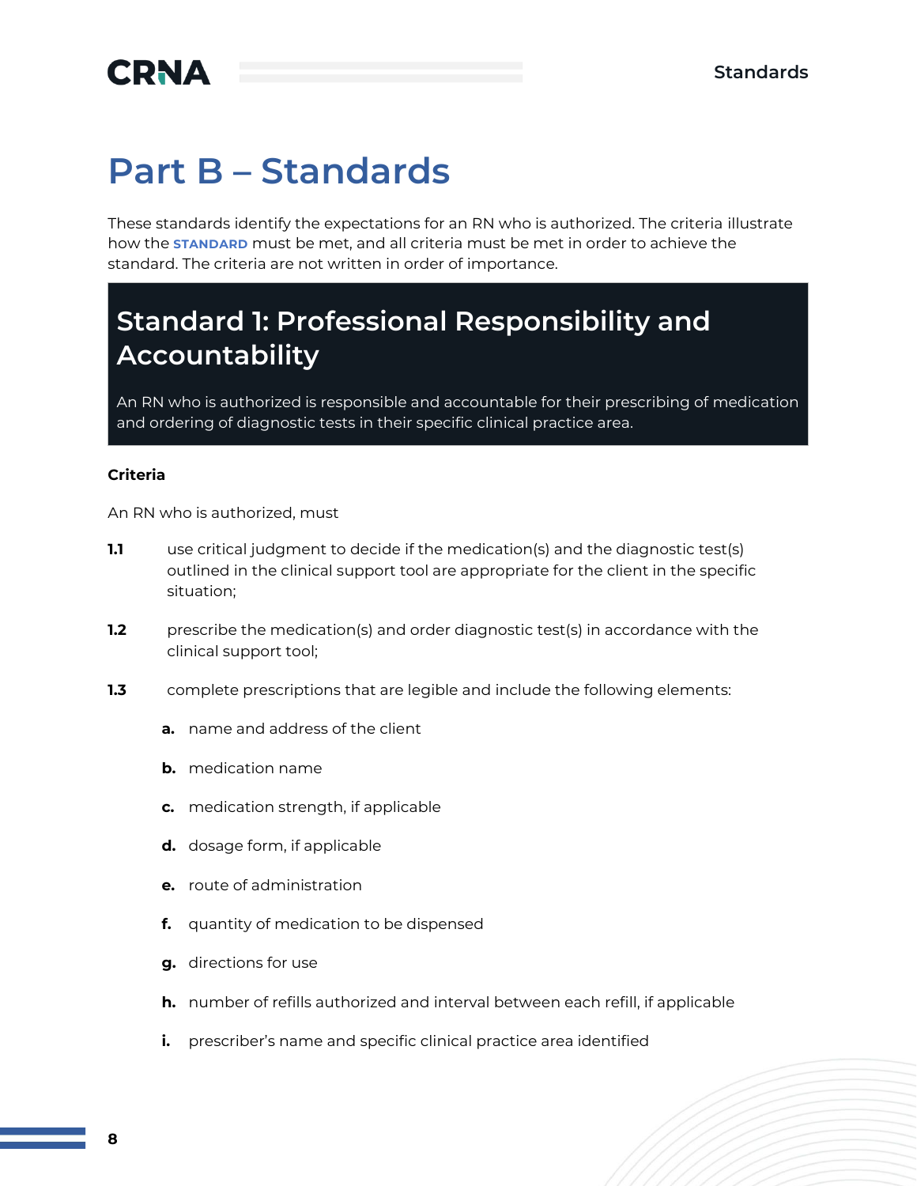# Part B – Standards

These standards identify the expectations for an RN who is authorized. The criteria illustrate how the **STANDARD** must be met, and all criteria must be met in order to achieve the standard. The criteria are not written in order of importance.

## Standard 1: Professional Responsibility and Accountability

An RN who is authorized is responsible and accountable for their prescribing of medication and ordering of diagnostic tests in their specific clinical practice area.

### Criteria

An RN who is authorized, must

**1.1** use critical judgment to decide if the medication(s) and the diagnostic test(s) outlined in the clinical support tool are appropriate for the client in the specific situation;

**1.2** prescribe the medication(s) and order diagnostic test(s) in accordance with the clinical support tool;

**1.3** complete prescriptions that are legible and include the following elements:

- **a.** name and address of the client
- **b.** medication name
- **c.** medication strength, if applicable
- **d.** dosage form, if applicable
- **e.** route of administration
- **f.** quantity of medication to be dispensed
- **g.** directions for use
- **h.** number of refills authorized and interval between each refill, if applicable
- **i.** prescriber's name and specific clinical practice area identified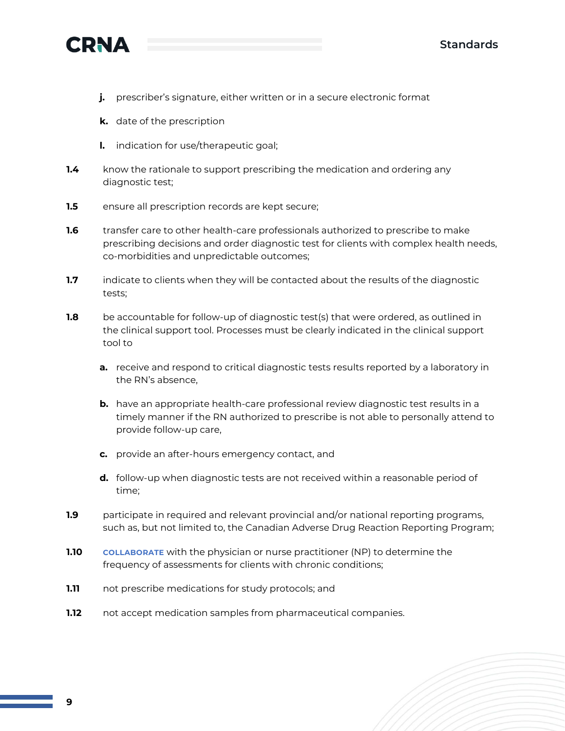- **j.** prescriber's signature, either written or in a secure electronic format
   - **k.** date of the prescription
   - **l.** indication for use/therapeutic goal;

**1.4** know the rationale to support prescribing the medication and ordering any diagnostic test;

**1.5** ensure all prescription records are kept secure;

**1.6** transfer care to other health-care professionals authorized to prescribe to make prescribing decisions and order diagnostic test for clients with complex health needs, co-morbidities and unpredictable outcomes;

**1.7** indicate to clients when they will be contacted about the results of the diagnostic tests;

**1.8** be accountable for follow-up of diagnostic test(s) that were ordered, as outlined in the clinical support tool. Processes must be clearly indicated in the clinical support tool to

   - **a.** receive and respond to critical diagnostic tests results reported by a laboratory in the RN's absence,
   - **b.** have an appropriate health-care professional review diagnostic test results in a timely manner if the RN authorized to prescribe is not able to personally attend to provide follow-up care,
   - **c.** provide an after-hours emergency contact, and
   - **d.** follow-up when diagnostic tests are not received within a reasonable period of time;

**1.9** participate in required and relevant provincial and/or national reporting programs, such as, but not limited to, the Canadian Adverse Drug Reaction Reporting Program;

**1.10** COLLABORATE with the physician or nurse practitioner (NP) to determine the frequency of assessments for clients with chronic conditions;

**1.11** not prescribe medications for study protocols; and

**1.12** not accept medication samples from pharmaceutical companies.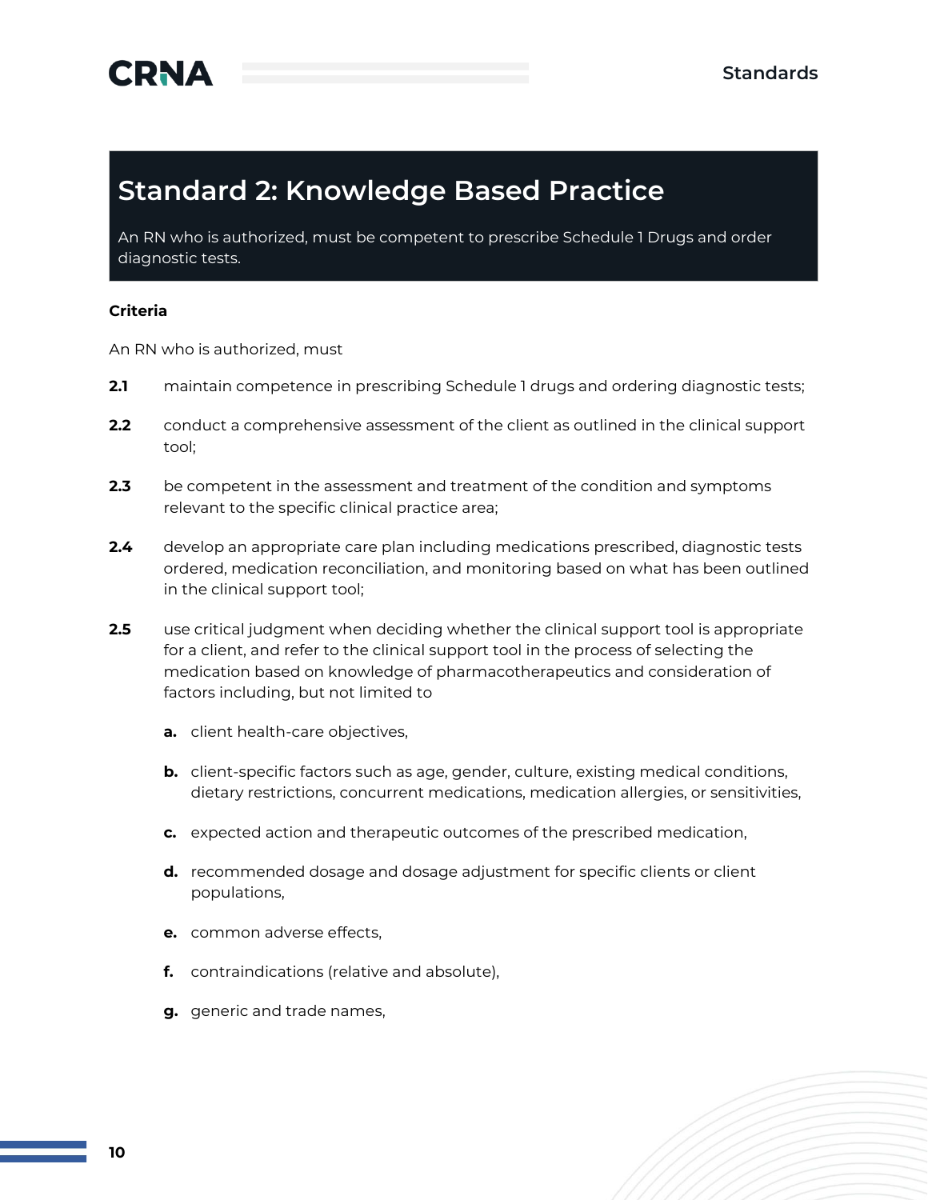## Standard 2: Knowledge Based Practice

An RN who is authorized, must be competent to prescribe Schedule 1 Drugs and order diagnostic tests.

**Criteria**

An RN who is authorized, must

**2.1** maintain competence in prescribing Schedule 1 drugs and ordering diagnostic tests;

**2.2** conduct a comprehensive assessment of the client as outlined in the clinical support tool;

**2.3** be competent in the assessment and treatment of the condition and symptoms relevant to the specific clinical practice area;

**2.4** develop an appropriate care plan including medications prescribed, diagnostic tests ordered, medication reconciliation, and monitoring based on what has been outlined in the clinical support tool;

**2.5** use critical judgment when deciding whether the clinical support tool is appropriate for a client, and refer to the clinical support tool in the process of selecting the medication based on knowledge of pharmacotherapeutics and consideration of factors including, but not limited to

- **a.** client health-care objectives,
- **b.** client-specific factors such as age, gender, culture, existing medical conditions, dietary restrictions, concurrent medications, medication allergies, or sensitivities,
- **c.** expected action and therapeutic outcomes of the prescribed medication,
- **d.** recommended dosage and dosage adjustment for specific clients or client populations,
- **e.** common adverse effects,
- **f.** contraindications (relative and absolute),
- **g.** generic and trade names,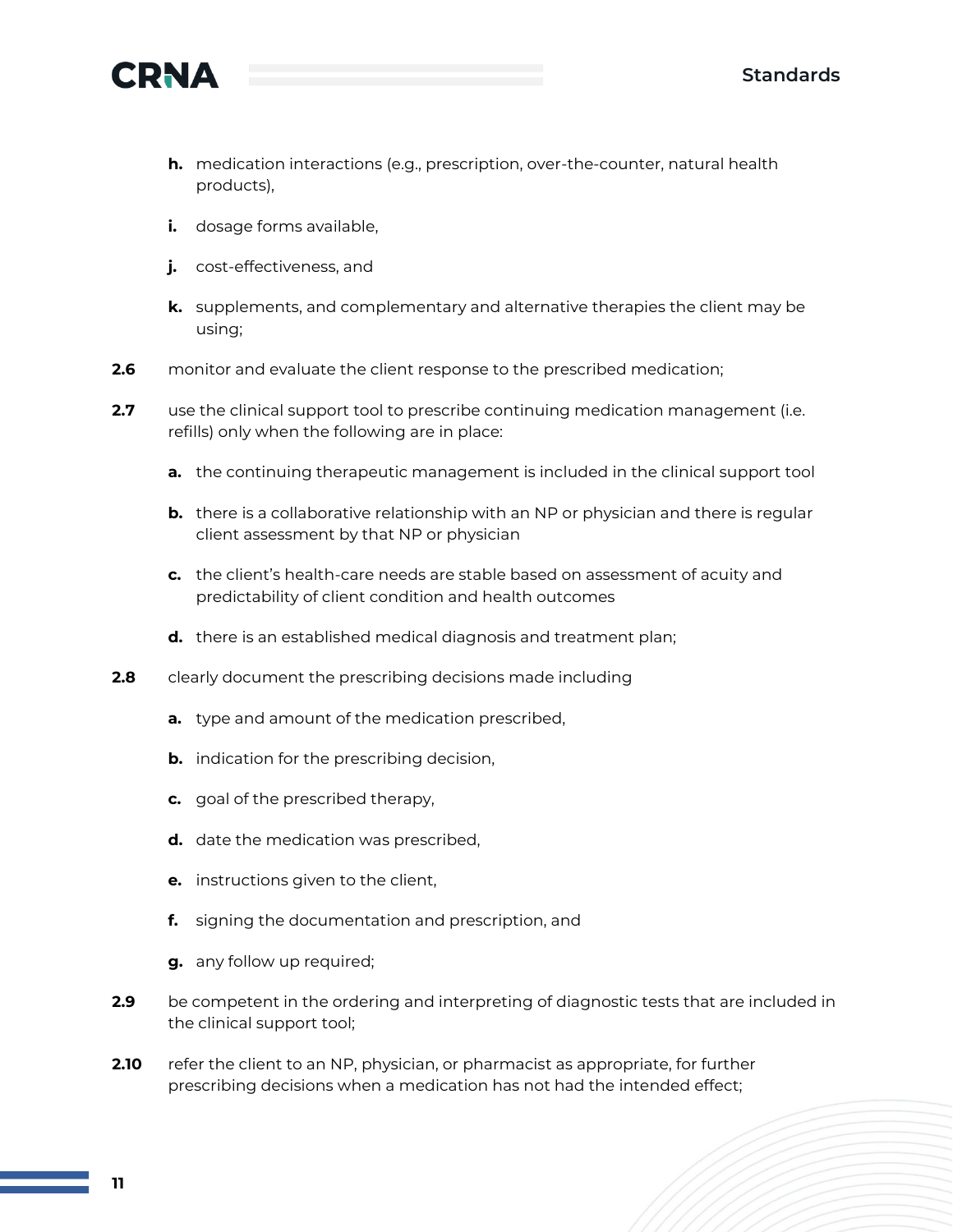h. medication interactions (e.g., prescription, over-the-counter, natural health products),

   i. dosage forms available,

   j. cost-effectiveness, and

   k. supplements, and complementary and alternative therapies the client may be using;

**2.6** monitor and evaluate the client response to the prescribed medication;

**2.7** use the clinical support tool to prescribe continuing medication management (i.e. refills) only when the following are in place:

   a. the continuing therapeutic management is included in the clinical support tool

   b. there is a collaborative relationship with an NP or physician and there is regular client assessment by that NP or physician

   c. the client's health-care needs are stable based on assessment of acuity and predictability of client condition and health outcomes

   d. there is an established medical diagnosis and treatment plan;

**2.8** clearly document the prescribing decisions made including

   a. type and amount of the medication prescribed,

   b. indication for the prescribing decision,

   c. goal of the prescribed therapy,

   d. date the medication was prescribed,

   e. instructions given to the client,

   f. signing the documentation and prescription, and

   g. any follow up required;

**2.9** be competent in the ordering and interpreting of diagnostic tests that are included in the clinical support tool;

**2.10** refer the client to an NP, physician, or pharmacist as appropriate, for further prescribing decisions when a medication has not had the intended effect;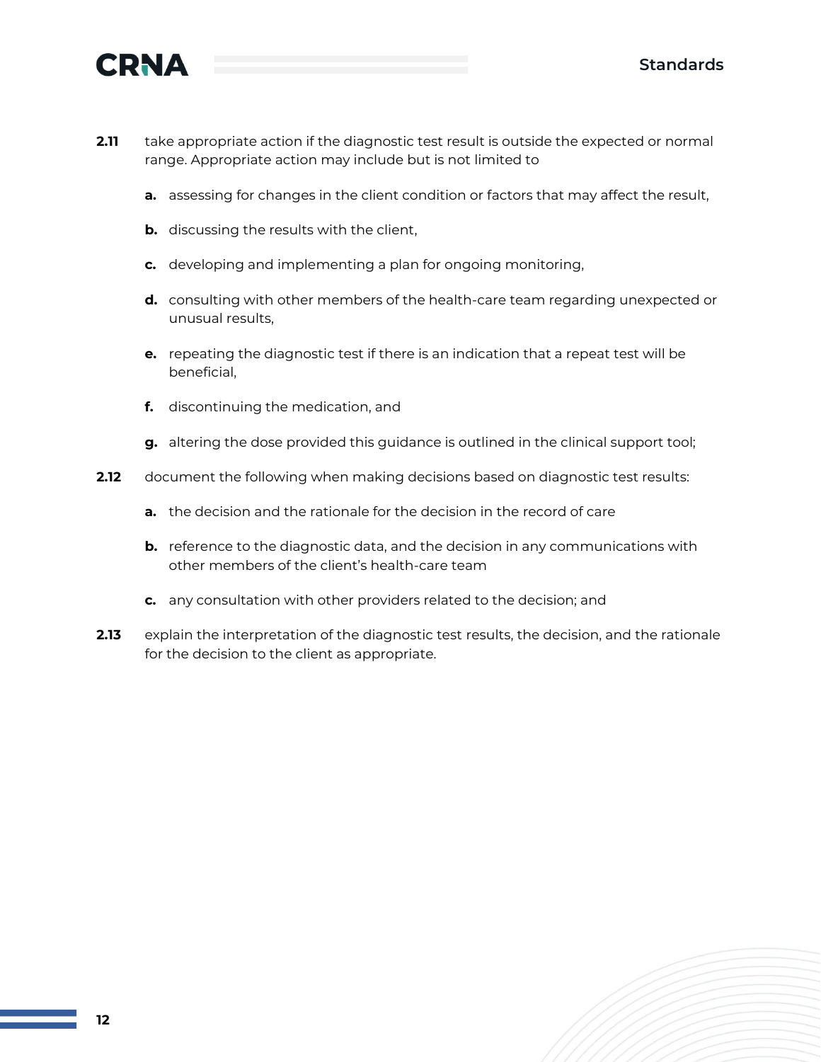**2.11** take appropriate action if the diagnostic test result is outside the expected or normal range. Appropriate action may include but is not limited to

- **a.** assessing for changes in the client condition or factors that may affect the result,
- **b.** discussing the results with the client,
- **c.** developing and implementing a plan for ongoing monitoring,
- **d.** consulting with other members of the health-care team regarding unexpected or unusual results,
- **e.** repeating the diagnostic test if there is an indication that a repeat test will be beneficial,
- **f.** discontinuing the medication, and
- **g.** altering the dose provided this guidance is outlined in the clinical support tool;

**2.12** document the following when making decisions based on diagnostic test results:

- **a.** the decision and the rationale for the decision in the record of care
- **b.** reference to the diagnostic data, and the decision in any communications with other members of the client's health-care team
- **c.** any consultation with other providers related to the decision; and

**2.13** explain the interpretation of the diagnostic test results, the decision, and the rationale for the decision to the client as appropriate.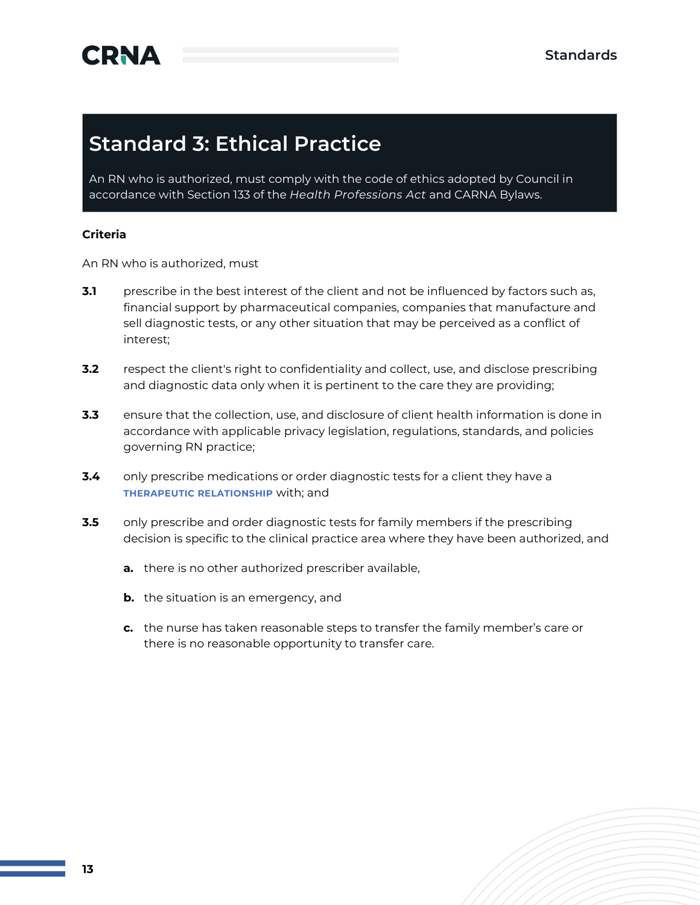## Standard 3: Ethical Practice

An RN who is authorized, must comply with the code of ethics adopted by Council in accordance with Section 133 of the *Health Professions Act* and CARNA Bylaws.

**Criteria**

An RN who is authorized, must

**3.1** prescribe in the best interest of the client and not be influenced by factors such as, financial support by pharmaceutical companies, companies that manufacture and sell diagnostic tests, or any other situation that may be perceived as a conflict of interest;

**3.2** respect the client's right to confidentiality and collect, use, and disclose prescribing and diagnostic data only when it is pertinent to the care they are providing;

**3.3** ensure that the collection, use, and disclosure of client health information is done in accordance with applicable privacy legislation, regulations, standards, and policies governing RN practice;

**3.4** only prescribe medications or order diagnostic tests for a client they have a **THERAPEUTIC RELATIONSHIP** with; and

**3.5** only prescribe and order diagnostic tests for family members if the prescribing decision is specific to the clinical practice area where they have been authorized, and

- **a.** there is no other authorized prescriber available,
- **b.** the situation is an emergency, and
- **c.** the nurse has taken reasonable steps to transfer the family member's care or there is no reasonable opportunity to transfer care.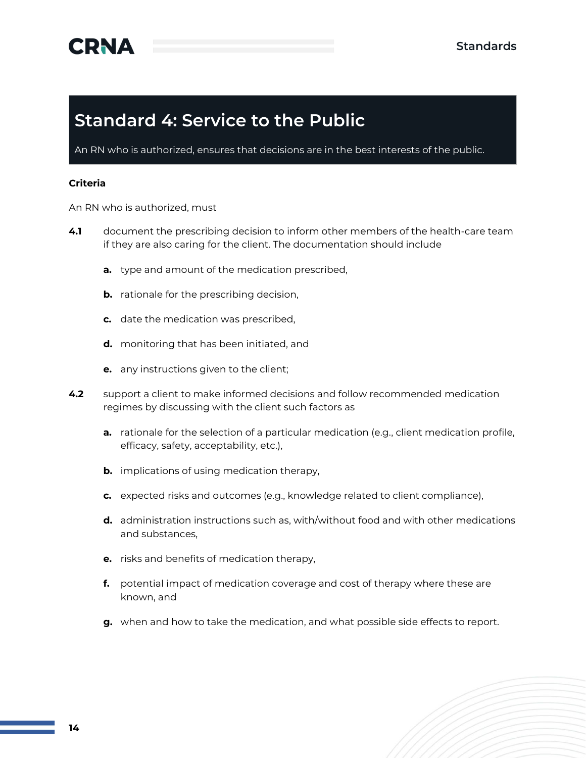## Standard 4: Service to the Public

An RN who is authorized, ensures that decisions are in the best interests of the public.

**Criteria**

An RN who is authorized, must

**4.1** document the prescribing decision to inform other members of the health-care team if they are also caring for the client. The documentation should include

- **a.** type and amount of the medication prescribed,
- **b.** rationale for the prescribing decision,
- **c.** date the medication was prescribed,
- **d.** monitoring that has been initiated, and
- **e.** any instructions given to the client;

**4.2** support a client to make informed decisions and follow recommended medication regimes by discussing with the client such factors as

- **a.** rationale for the selection of a particular medication (e.g., client medication profile, efficacy, safety, acceptability, etc.),
- **b.** implications of using medication therapy,
- **c.** expected risks and outcomes (e.g., knowledge related to client compliance),
- **d.** administration instructions such as, with/without food and with other medications and substances,
- **e.** risks and benefits of medication therapy,
- **f.** potential impact of medication coverage and cost of therapy where these are known, and
- **g.** when and how to take the medication, and what possible side effects to report.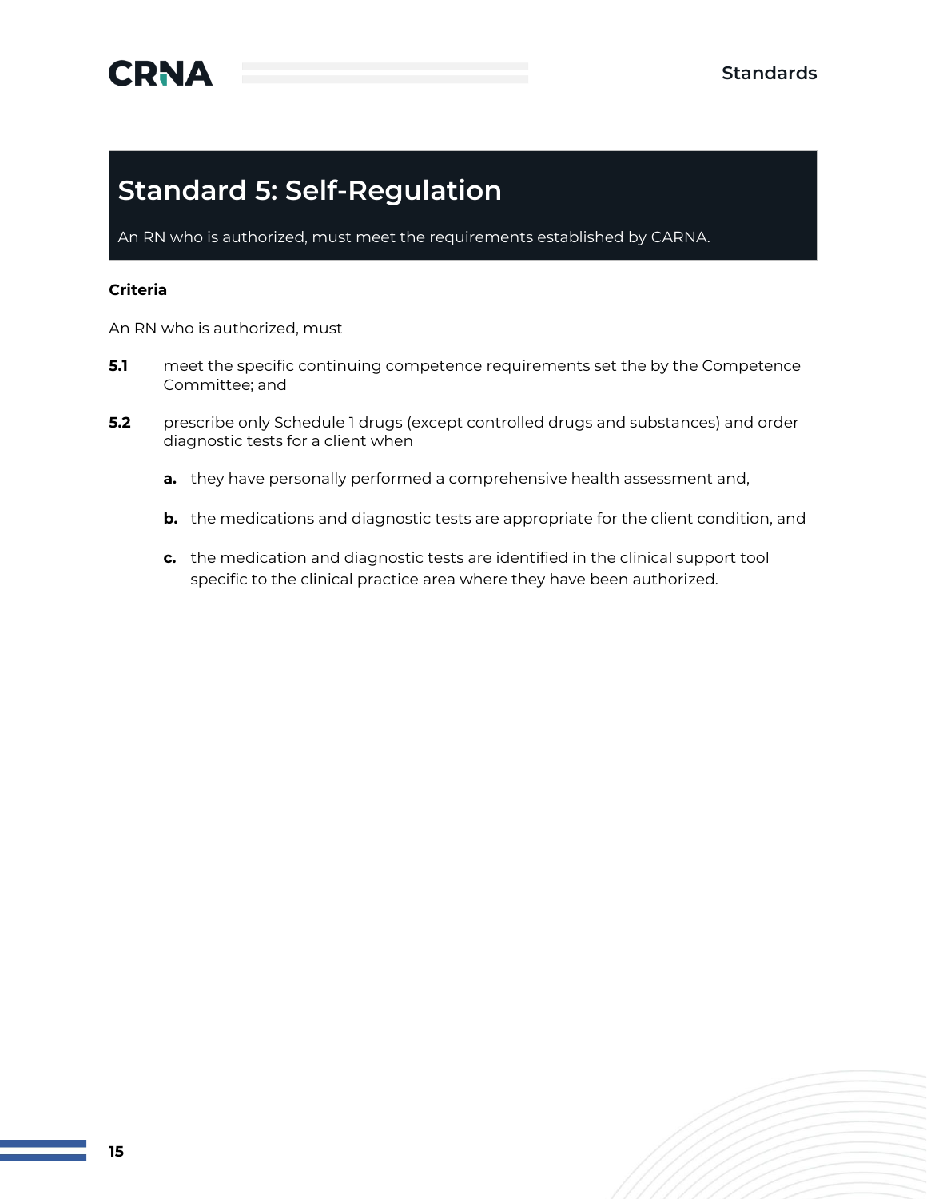## Standard 5: Self-Regulation

An RN who is authorized, must meet the requirements established by CARNA.

**Criteria**

An RN who is authorized, must

**5.1** meet the specific continuing competence requirements set the by the Competence Committee; and

**5.2** prescribe only Schedule 1 drugs (except controlled drugs and substances) and order diagnostic tests for a client when

- **a.** they have personally performed a comprehensive health assessment and,
- **b.** the medications and diagnostic tests are appropriate for the client condition, and
- **c.** the medication and diagnostic tests are identified in the clinical support tool specific to the clinical practice area where they have been authorized.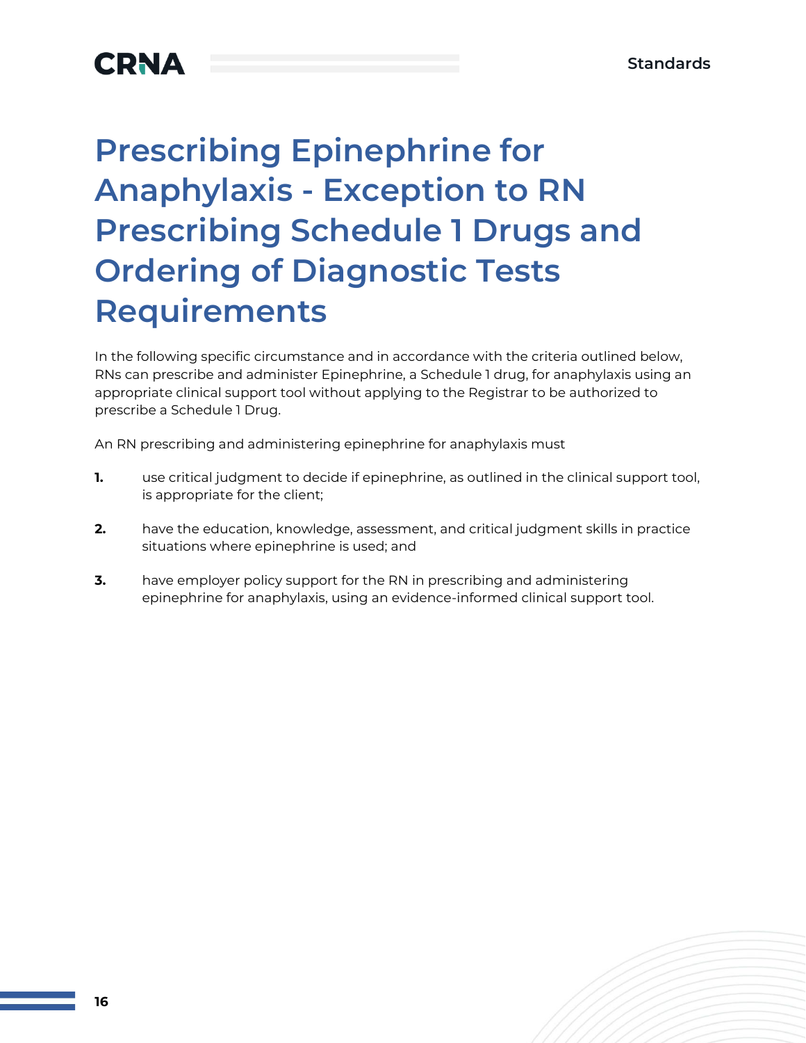# Prescribing Epinephrine for Anaphylaxis - Exception to RN Prescribing Schedule 1 Drugs and Ordering of Diagnostic Tests Requirements

In the following specific circumstance and in accordance with the criteria outlined below, RNs can prescribe and administer Epinephrine, a Schedule 1 drug, for anaphylaxis using an appropriate clinical support tool without applying to the Registrar to be authorized to prescribe a Schedule 1 Drug.

An RN prescribing and administering epinephrine for anaphylaxis must

1. use critical judgment to decide if epinephrine, as outlined in the clinical support tool, is appropriate for the client;
2. have the education, knowledge, assessment, and critical judgment skills in practice situations where epinephrine is used; and
3. have employer policy support for the RN in prescribing and administering epinephrine for anaphylaxis, using an evidence-informed clinical support tool.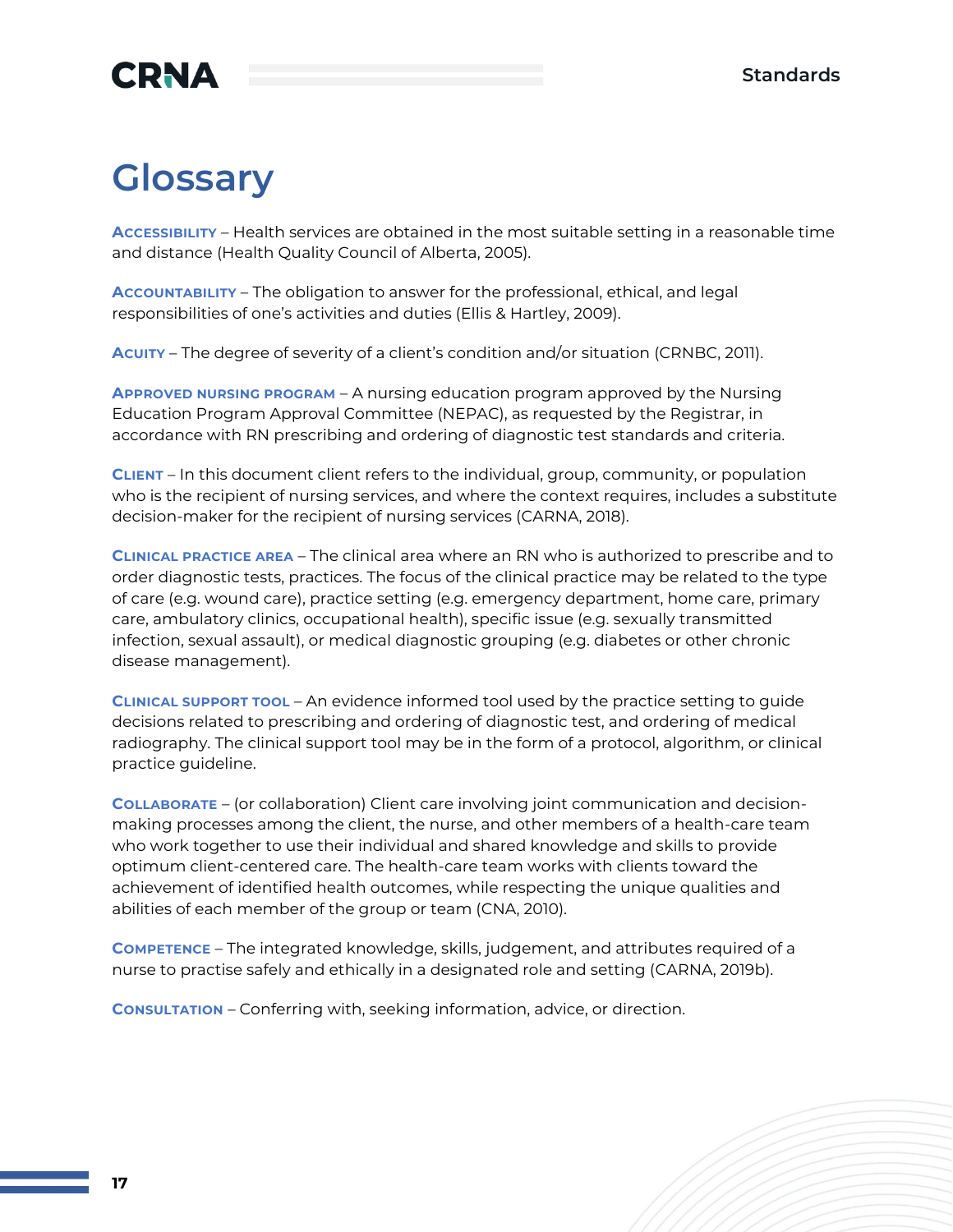# Glossary

**Accessibility** – Health services are obtained in the most suitable setting in a reasonable time and distance (Health Quality Council of Alberta, 2005).

**Accountability** – The obligation to answer for the professional, ethical, and legal responsibilities of one's activities and duties (Ellis & Hartley, 2009).

**Acuity** – The degree of severity of a client's condition and/or situation (CRNBC, 2011).

**Approved nursing program** – A nursing education program approved by the Nursing Education Program Approval Committee (NEPAC), as requested by the Registrar, in accordance with RN prescribing and ordering of diagnostic test standards and criteria.

**Client** – In this document client refers to the individual, group, community, or population who is the recipient of nursing services, and where the context requires, includes a substitute decision-maker for the recipient of nursing services (CARNA, 2018).

**Clinical practice area** – The clinical area where an RN who is authorized to prescribe and to order diagnostic tests, practices. The focus of the clinical practice may be related to the type of care (e.g. wound care), practice setting (e.g. emergency department, home care, primary care, ambulatory clinics, occupational health), specific issue (e.g. sexually transmitted infection, sexual assault), or medical diagnostic grouping (e.g. diabetes or other chronic disease management).

**Clinical support tool** – An evidence informed tool used by the practice setting to guide decisions related to prescribing and ordering of diagnostic test, and ordering of medical radiography. The clinical support tool may be in the form of a protocol, algorithm, or clinical practice guideline.

**Collaborate** – (or collaboration) Client care involving joint communication and decision-making processes among the client, the nurse, and other members of a health-care team who work together to use their individual and shared knowledge and skills to provide optimum client-centered care. The health-care team works with clients toward the achievement of identified health outcomes, while respecting the unique qualities and abilities of each member of the group or team (CNA, 2010).

**Competence** – The integrated knowledge, skills, judgement, and attributes required of a nurse to practise safely and ethically in a designated role and setting (CARNA, 2019b).

**Consultation** – Conferring with, seeking information, advice, or direction.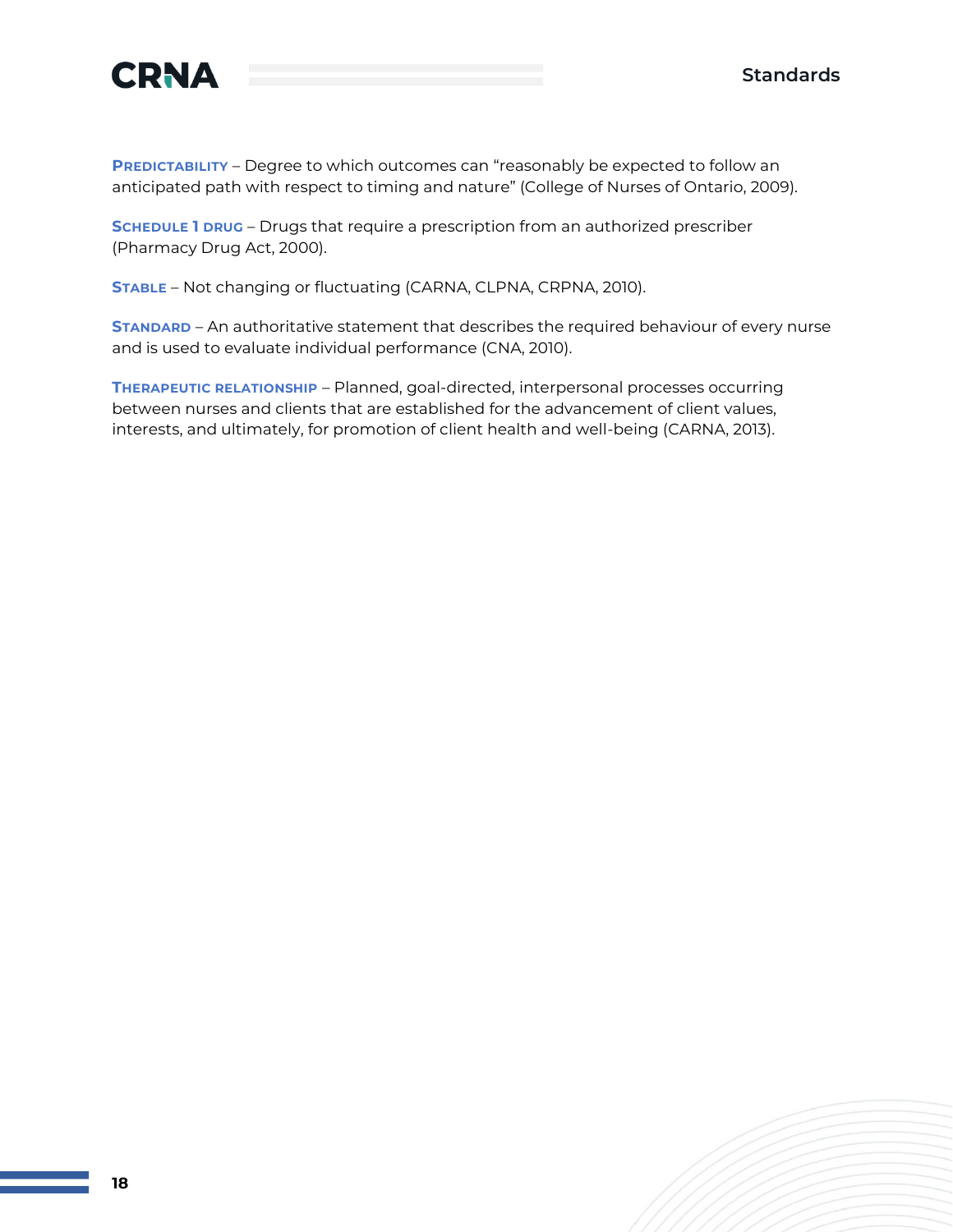**Predictability** – Degree to which outcomes can "reasonably be expected to follow an anticipated path with respect to timing and nature" (College of Nurses of Ontario, 2009).

**Schedule 1 drug** – Drugs that require a prescription from an authorized prescriber (Pharmacy Drug Act, 2000).

**Stable** – Not changing or fluctuating (CARNA, CLPNA, CRPNA, 2010).

**Standard** – An authoritative statement that describes the required behaviour of every nurse and is used to evaluate individual performance (CNA, 2010).

**Therapeutic relationship** – Planned, goal-directed, interpersonal processes occurring between nurses and clients that are established for the advancement of client values, interests, and ultimately, for promotion of client health and well-being (CARNA, 2013).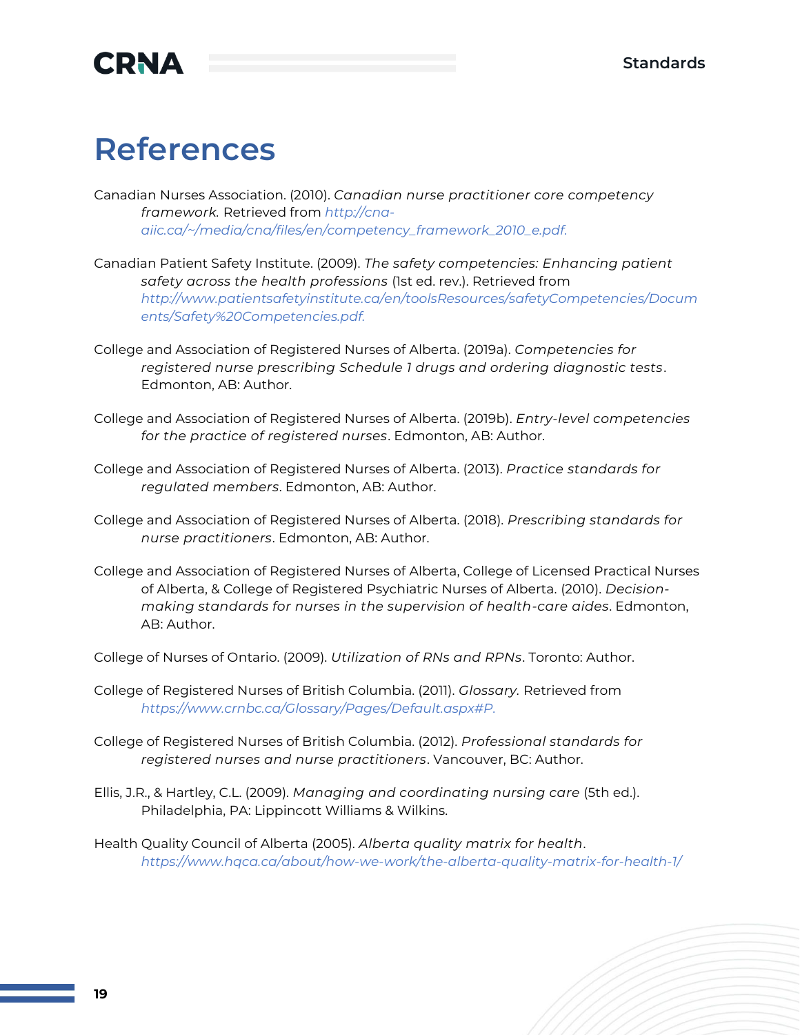# References

Canadian Nurses Association. (2010). *Canadian nurse practitioner core competency framework.* Retrieved from *http://cna-aiic.ca/~/media/cna/files/en/competency_framework_2010_e.pdf.*

Canadian Patient Safety Institute. (2009). *The safety competencies: Enhancing patient safety across the health professions* (1st ed. rev.). Retrieved from *http://www.patientsafetyinstitute.ca/en/toolsResources/safetyCompetencies/Documents/Safety%20Competencies.pdf.*

College and Association of Registered Nurses of Alberta. (2019a). *Competencies for registered nurse prescribing Schedule 1 drugs and ordering diagnostic tests*. Edmonton, AB: Author.

College and Association of Registered Nurses of Alberta. (2019b). *Entry-level competencies for the practice of registered nurses*. Edmonton, AB: Author.

College and Association of Registered Nurses of Alberta. (2013). *Practice standards for regulated members*. Edmonton, AB: Author.

College and Association of Registered Nurses of Alberta. (2018). *Prescribing standards for nurse practitioners*. Edmonton, AB: Author.

College and Association of Registered Nurses of Alberta, College of Licensed Practical Nurses of Alberta, & College of Registered Psychiatric Nurses of Alberta. (2010). *Decision-making standards for nurses in the supervision of health-care aides*. Edmonton, AB: Author.

College of Nurses of Ontario. (2009). *Utilization of RNs and RPNs*. Toronto: Author.

College of Registered Nurses of British Columbia. (2011). *Glossary.* Retrieved from *https://www.crnbc.ca/Glossary/Pages/Default.aspx#P.*

College of Registered Nurses of British Columbia. (2012). *Professional standards for registered nurses and nurse practitioners*. Vancouver, BC: Author.

Ellis, J.R., & Hartley, C.L. (2009). *Managing and coordinating nursing care* (5th ed.). Philadelphia, PA: Lippincott Williams & Wilkins.

Health Quality Council of Alberta (2005). *Alberta quality matrix for health*. *https://www.hqca.ca/about/how-we-work/the-alberta-quality-matrix-for-health-1/*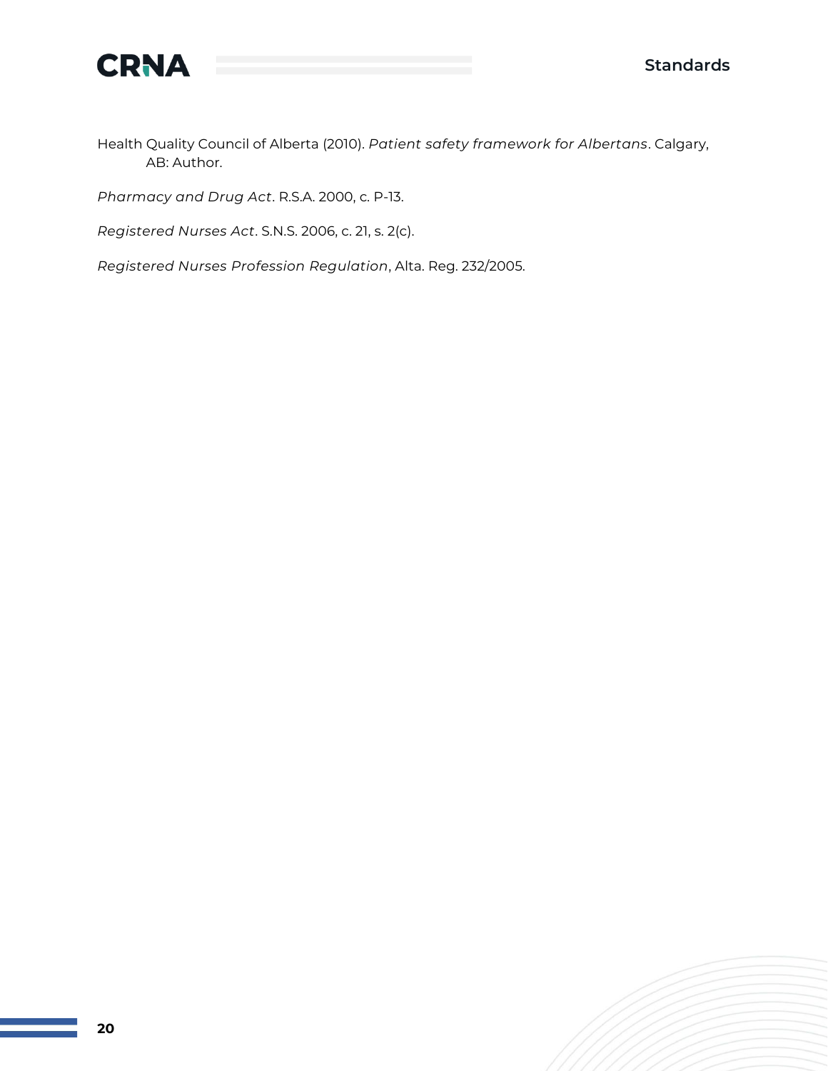Health Quality Council of Alberta (2010). *Patient safety framework for Albertans*. Calgary, AB: Author.

*Pharmacy and Drug Act*. R.S.A. 2000, c. P-13.

*Registered Nurses Act*. S.N.S. 2006, c. 21, s. 2(c).

*Registered Nurses Profession Regulation*, Alta. Reg. 232/2005.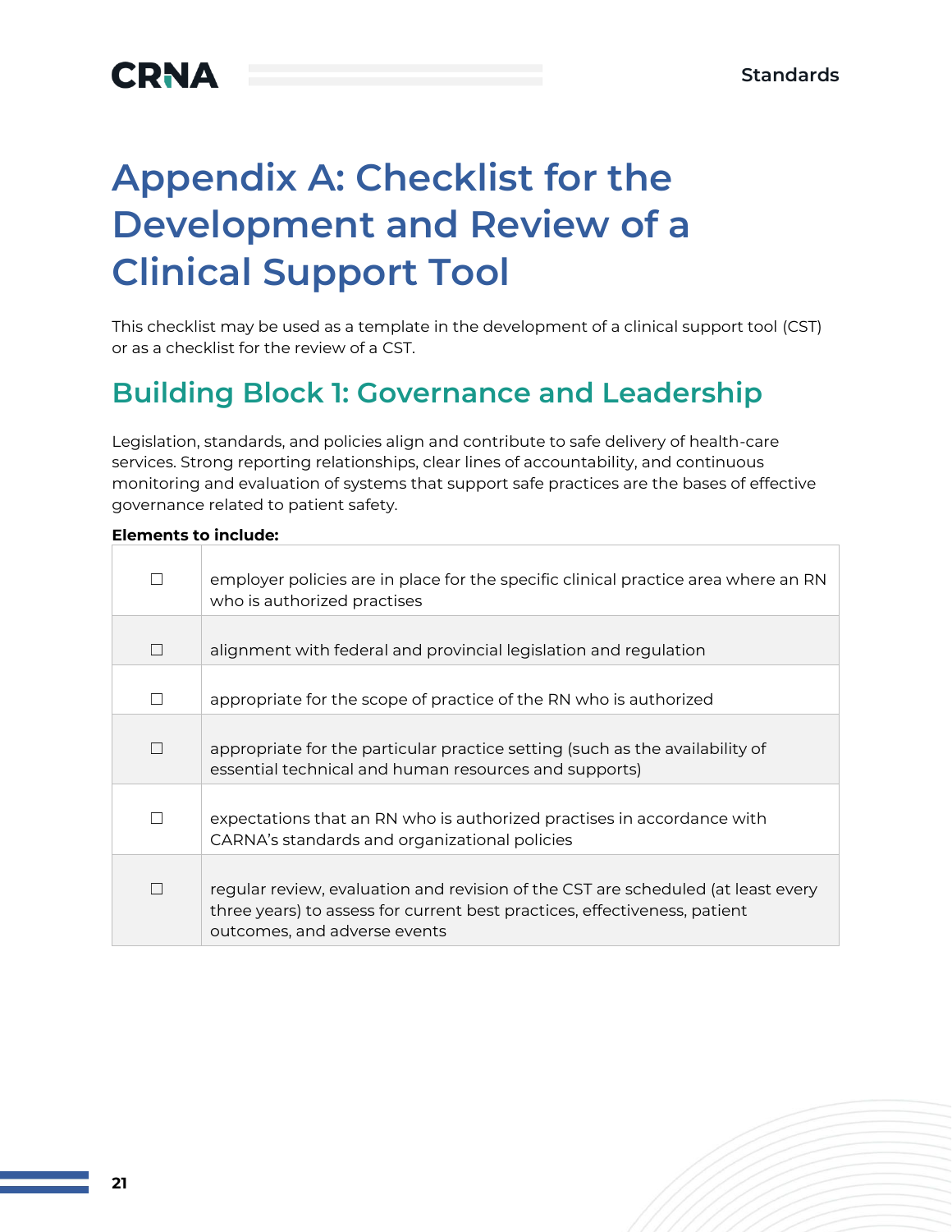# Appendix A: Checklist for the Development and Review of a Clinical Support Tool

This checklist may be used as a template in the development of a clinical support tool (CST) or as a checklist for the review of a CST.

## Building Block 1: Governance and Leadership

Legislation, standards, and policies align and contribute to safe delivery of health-care services. Strong reporting relationships, clear lines of accountability, and continuous monitoring and evaluation of systems that support safe practices are the bases of effective governance related to patient safety.

**Elements to include:**

| | |
|---|---|
| ☐ | employer policies are in place for the specific clinical practice area where an RN who is authorized practises |
| ☐ | alignment with federal and provincial legislation and regulation |
| ☐ | appropriate for the scope of practice of the RN who is authorized |
| ☐ | appropriate for the particular practice setting (such as the availability of essential technical and human resources and supports) |
| ☐ | expectations that an RN who is authorized practises in accordance with CARNA's standards and organizational policies |
| ☐ | regular review, evaluation and revision of the CST are scheduled (at least every three years) to assess for current best practices, effectiveness, patient outcomes, and adverse events |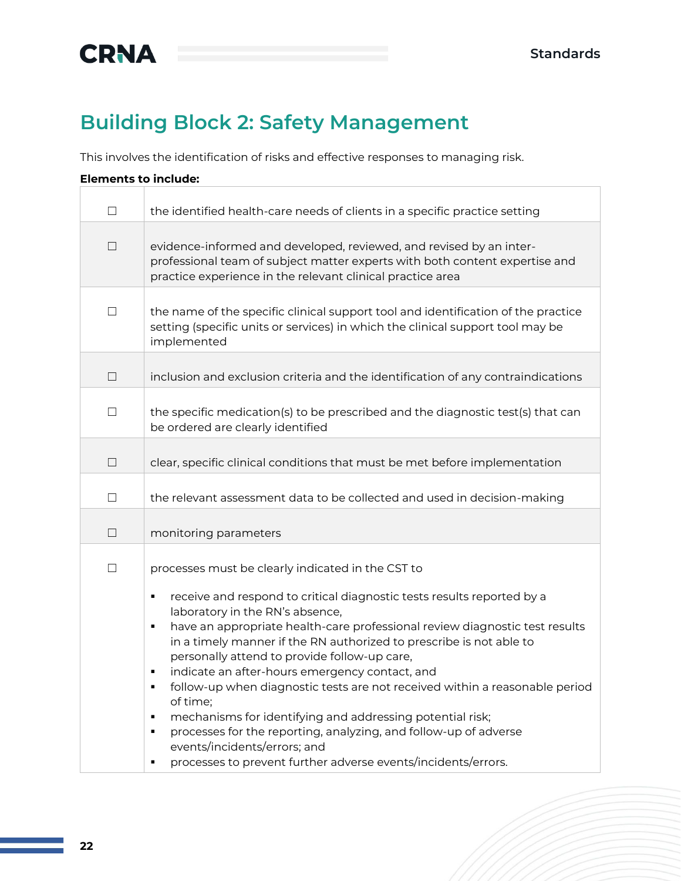## Building Block 2: Safety Management

This involves the identification of risks and effective responses to managing risk.

**Elements to include:**

| | |
|---|---|
| ☐ | the identified health-care needs of clients in a specific practice setting |
| ☐ | evidence-informed and developed, reviewed, and revised by an inter-professional team of subject matter experts with both content expertise and practice experience in the relevant clinical practice area |
| ☐ | the name of the specific clinical support tool and identification of the practice setting (specific units or services) in which the clinical support tool may be implemented |
| ☐ | inclusion and exclusion criteria and the identification of any contraindications |
| ☐ | the specific medication(s) to be prescribed and the diagnostic test(s) that can be ordered are clearly identified |
| ☐ | clear, specific clinical conditions that must be met before implementation |
| ☐ | the relevant assessment data to be collected and used in decision-making |
| ☐ | monitoring parameters |
| ☐ | processes must be clearly indicated in the CST to<br><br>▪ receive and respond to critical diagnostic tests results reported by a laboratory in the RN's absence,<br>▪ have an appropriate health-care professional review diagnostic test results in a timely manner if the RN authorized to prescribe is not able to personally attend to provide follow-up care,<br>▪ indicate an after-hours emergency contact, and<br>▪ follow-up when diagnostic tests are not received within a reasonable period of time;<br>▪ mechanisms for identifying and addressing potential risk;<br>▪ processes for the reporting, analyzing, and follow-up of adverse events/incidents/errors; and<br>▪ processes to prevent further adverse events/incidents/errors. |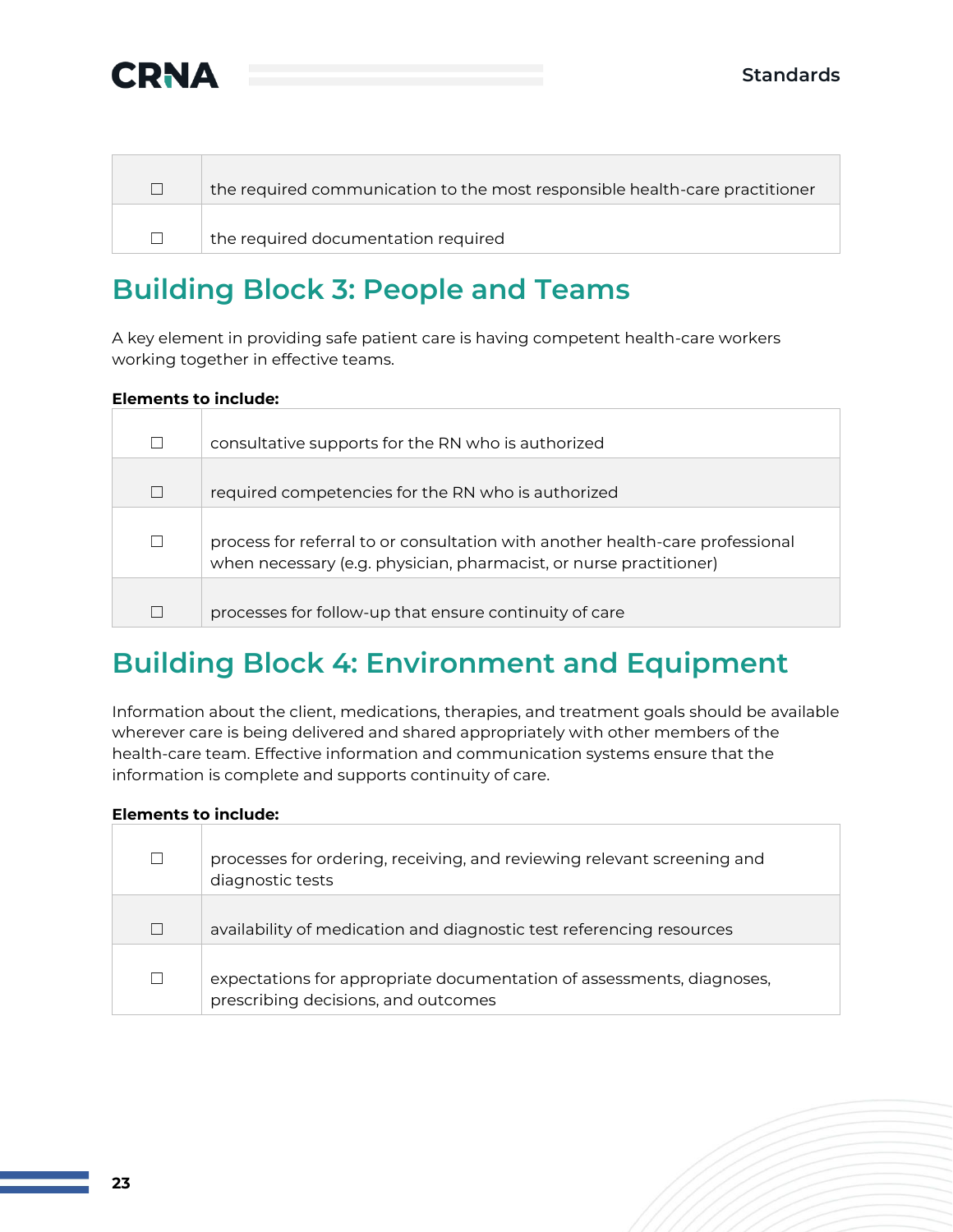| | |
|---|---|
| ☐ | the required communication to the most responsible health-care practitioner |
| ☐ | the required documentation required |

## Building Block 3: People and Teams

A key element in providing safe patient care is having competent health-care workers working together in effective teams.

**Elements to include:**

| | |
|---|---|
| ☐ | consultative supports for the RN who is authorized |
| ☐ | required competencies for the RN who is authorized |
| ☐ | process for referral to or consultation with another health-care professional when necessary (e.g. physician, pharmacist, or nurse practitioner) |
| ☐ | processes for follow-up that ensure continuity of care |

## Building Block 4: Environment and Equipment

Information about the client, medications, therapies, and treatment goals should be available wherever care is being delivered and shared appropriately with other members of the health-care team. Effective information and communication systems ensure that the information is complete and supports continuity of care.

**Elements to include:**

| | |
|---|---|
| ☐ | processes for ordering, receiving, and reviewing relevant screening and diagnostic tests |
| ☐ | availability of medication and diagnostic test referencing resources |
| ☐ | expectations for appropriate documentation of assessments, diagnoses, prescribing decisions, and outcomes |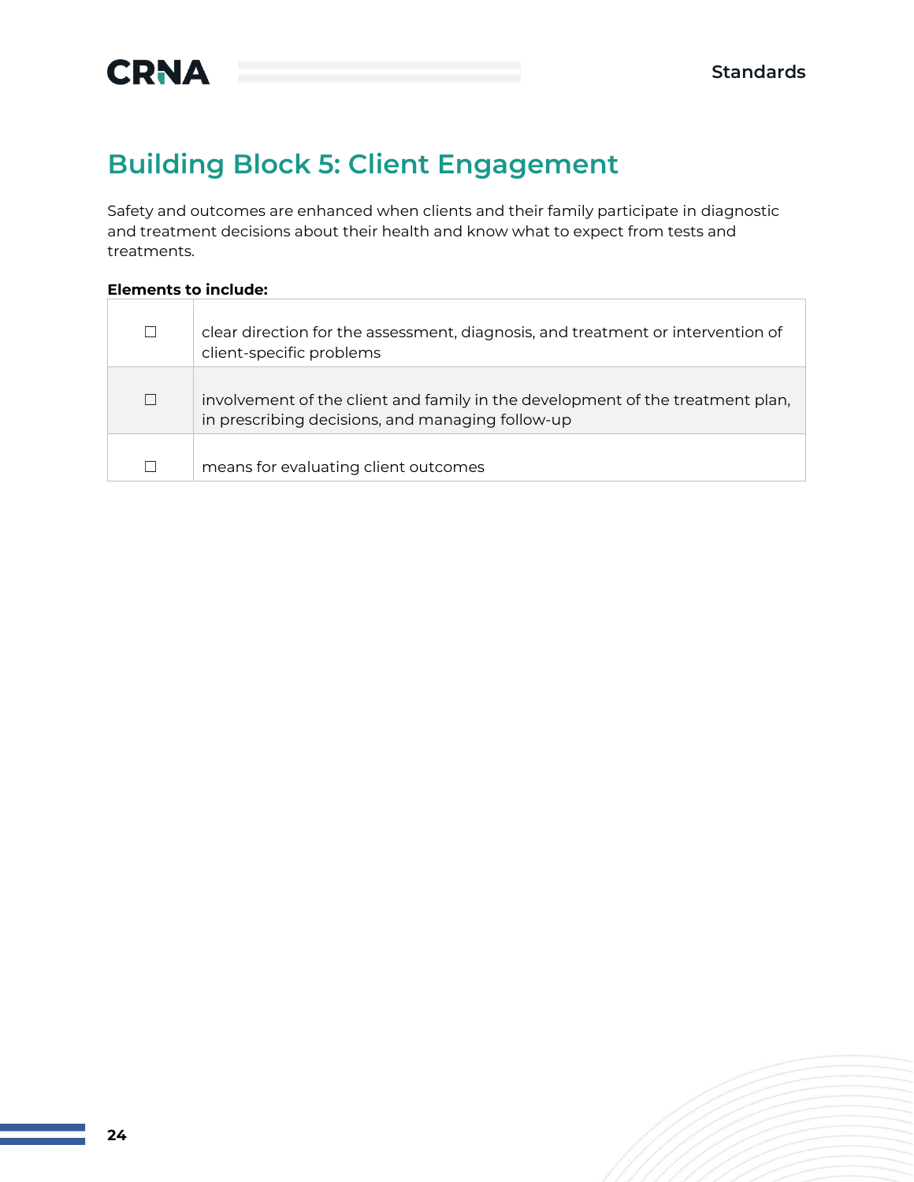# Building Block 5: Client Engagement

Safety and outcomes are enhanced when clients and their family participate in diagnostic and treatment decisions about their health and know what to expect from tests and treatments.

**Elements to include:**

| | |
|---|---|
| ☐ | clear direction for the assessment, diagnosis, and treatment or intervention of client-specific problems |
| ☐ | involvement of the client and family in the development of the treatment plan, in prescribing decisions, and managing follow-up |
| ☐ | means for evaluating client outcomes |